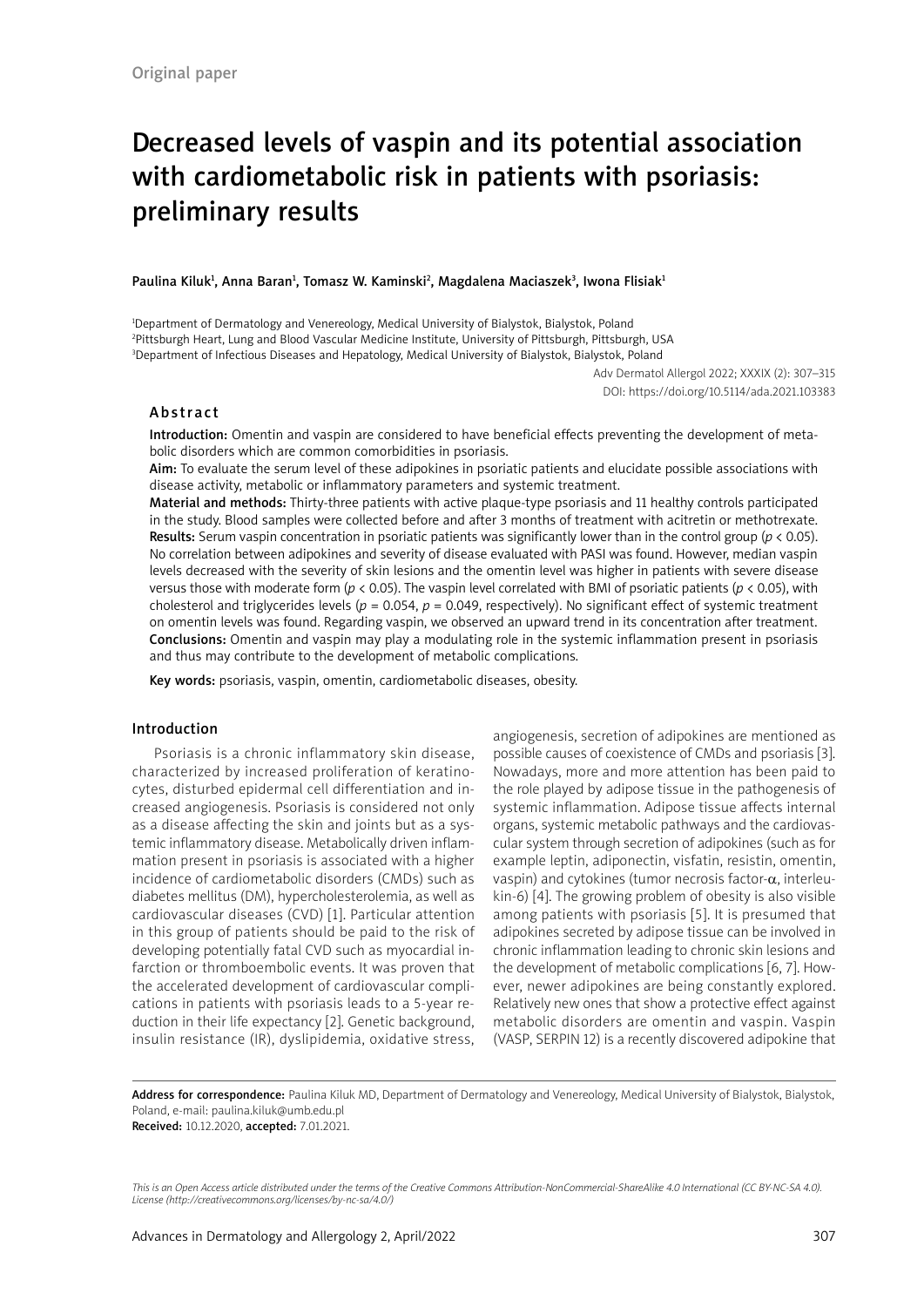Original paper

# Decreased levels of vaspin and its potential association with cardiometabolic risk in patients with psoriasis: preliminary results

**Paulina Kiluk[1], Anna Baran[1], Tomasz W. Kaminski[2], Magdalena Maciaszek[3], Iwona Flisiak[1]**

[1]Department of Dermatology and Venereology, Medical University of Bialystok, Bialystok, Poland
[2]Pittsburgh Heart, Lung and Blood Vascular Medicine Institute, University of Pittsburgh, Pittsburgh, USA
[3]Department of Infectious Diseases and Hepatology, Medical University of Bialystok, Bialystok, Poland

Adv Dermatol Allergol 2022; XXXIX (2): 307–315
DOI: https://doi.org/10.5114/ada.2021.103383

## Abstract

**Introduction:** Omentin and vaspin are considered to have beneficial effects preventing the development of metabolic disorders which are common comorbidities in psoriasis.

**Aim:** To evaluate the serum level of these adipokines in psoriatic patients and elucidate possible associations with disease activity, metabolic or inflammatory parameters and systemic treatment.

**Material and methods:** Thirty-three patients with active plaque-type psoriasis and 11 healthy controls participated in the study. Blood samples were collected before and after 3 months of treatment with acitretin or methotrexate.

**Results:** Serum vaspin concentration in psoriatic patients was significantly lower than in the control group ($p < 0.05$). No correlation between adipokines and severity of disease evaluated with PASI was found. However, median vaspin levels decreased with the severity of skin lesions and the omentin level was higher in patients with severe disease versus those with moderate form ($p < 0.05$). The vaspin level correlated with BMI of psoriatic patients ($p < 0.05$), with cholesterol and triglycerides levels ($p = 0.054$, $p = 0.049$, respectively). No significant effect of systemic treatment on omentin levels was found. Regarding vaspin, we observed an upward trend in its concentration after treatment.

**Conclusions:** Omentin and vaspin may play a modulating role in the systemic inflammation present in psoriasis and thus may contribute to the development of metabolic complications.

**Key words:** psoriasis, vaspin, omentin, cardiometabolic diseases, obesity.

## Introduction

Psoriasis is a chronic inflammatory skin disease, characterized by increased proliferation of keratinocytes, disturbed epidermal cell differentiation and increased angiogenesis. Psoriasis is considered not only as a disease affecting the skin and joints but as a systemic inflammatory disease. Metabolically driven inflammation present in psoriasis is associated with a higher incidence of cardiometabolic disorders (CMDs) such as diabetes mellitus (DM), hypercholesterolemia, as well as cardiovascular diseases (CVD) [1]. Particular attention in this group of patients should be paid to the risk of developing potentially fatal CVD such as myocardial infarction or thromboembolic events. It was proven that the accelerated development of cardiovascular complications in patients with psoriasis leads to a 5-year reduction in their life expectancy [2]. Genetic background, insulin resistance (IR), dyslipidemia, oxidative stress, angiogenesis, secretion of adipokines are mentioned as possible causes of coexistence of CMDs and psoriasis [3]. Nowadays, more and more attention has been paid to the role played by adipose tissue in the pathogenesis of systemic inflammation. Adipose tissue affects internal organs, systemic metabolic pathways and the cardiovascular system through secretion of adipokines (such as for example leptin, adiponectin, visfatin, resistin, omentin, vaspin) and cytokines (tumor necrosis factor-α, interleukin-6) [4]. The growing problem of obesity is also visible among patients with psoriasis [5]. It is presumed that adipokines secreted by adipose tissue can be involved in chronic inflammation leading to chronic skin lesions and the development of metabolic complications [6, 7]. However, newer adipokines are being constantly explored. Relatively new ones that show a protective effect against metabolic disorders are omentin and vaspin. Vaspin (VASP, SERPIN 12) is a recently discovered adipokine that

Address for correspondence: Paulina Kiluk MD, Department of Dermatology and Venereology, Medical University of Bialystok, Bialystok, Poland, e-mail: paulina.kiluk@umb.edu.pl
Received: 10.12.2020, accepted: 7.01.2021.

*This is an Open Access article distributed under the terms of the Creative Commons Attribution-NonCommercial-ShareAlike 4.0 International (CC BY-NC-SA 4.0). License (http://creativecommons.org/licenses/by-nc-sa/4.0/)*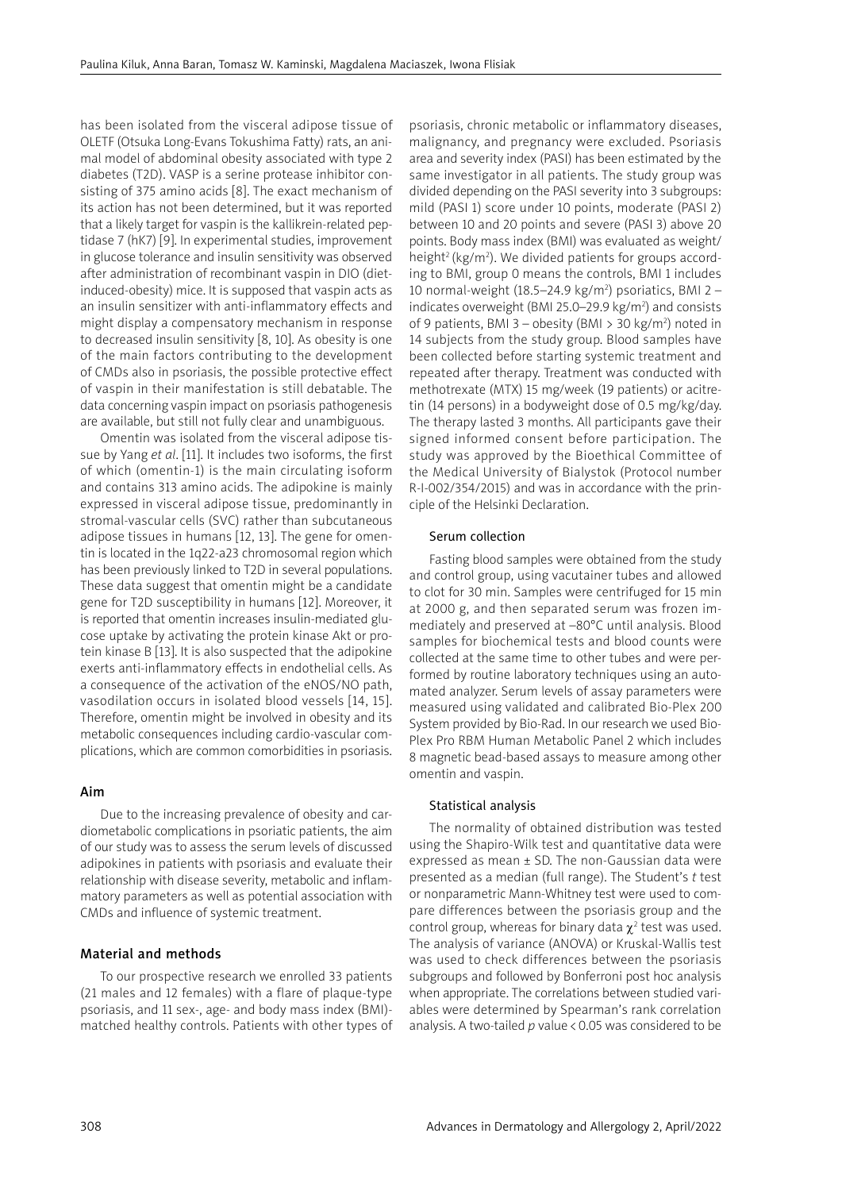has been isolated from the visceral adipose tissue of OLETF (Otsuka Long-Evans Tokushima Fatty) rats, an animal model of abdominal obesity associated with type 2 diabetes (T2D). VASP is a serine protease inhibitor consisting of 375 amino acids [8]. The exact mechanism of its action has not been determined, but it was reported that a likely target for vaspin is the kallikrein-related peptidase 7 (hK7) [9]. In experimental studies, improvement in glucose tolerance and insulin sensitivity was observed after administration of recombinant vaspin in DIO (diet-induced-obesity) mice. It is supposed that vaspin acts as an insulin sensitizer with anti-inflammatory effects and might display a compensatory mechanism in response to decreased insulin sensitivity [8, 10]. As obesity is one of the main factors contributing to the development of CMDs also in psoriasis, the possible protective effect of vaspin in their manifestation is still debatable. The data concerning vaspin impact on psoriasis pathogenesis are available, but still not fully clear and unambiguous.

Omentin was isolated from the visceral adipose tissue by Yang *et al*. [11]. It includes two isoforms, the first of which (omentin-1) is the main circulating isoform and contains 313 amino acids. The adipokine is mainly expressed in visceral adipose tissue, predominantly in stromal-vascular cells (SVC) rather than subcutaneous adipose tissues in humans [12, 13]. The gene for omentin is located in the 1q22-a23 chromosomal region which has been previously linked to T2D in several populations. These data suggest that omentin might be a candidate gene for T2D susceptibility in humans [12]. Moreover, it is reported that omentin increases insulin-mediated glucose uptake by activating the protein kinase Akt or protein kinase B [13]. It is also suspected that the adipokine exerts anti-inflammatory effects in endothelial cells. As a consequence of the activation of the eNOS/NO path, vasodilation occurs in isolated blood vessels [14, 15]. Therefore, omentin might be involved in obesity and its metabolic consequences including cardio-vascular complications, which are common comorbidities in psoriasis.

## Aim

Due to the increasing prevalence of obesity and cardiometabolic complications in psoriatic patients, the aim of our study was to assess the serum levels of discussed adipokines in patients with psoriasis and evaluate their relationship with disease severity, metabolic and inflammatory parameters as well as potential association with CMDs and influence of systemic treatment.

## Material and methods

To our prospective research we enrolled 33 patients (21 males and 12 females) with a flare of plaque-type psoriasis, and 11 sex-, age- and body mass index (BMI)-matched healthy controls. Patients with other types of psoriasis, chronic metabolic or inflammatory diseases, malignancy, and pregnancy were excluded. Psoriasis area and severity index (PASI) has been estimated by the same investigator in all patients. The study group was divided depending on the PASI severity into 3 subgroups: mild (PASI 1) score under 10 points, moderate (PASI 2) between 10 and 20 points and severe (PASI 3) above 20 points. Body mass index (BMI) was evaluated as weight/height$^2$ (kg/m$^2$). We divided patients for groups according to BMI, group 0 means the controls, BMI 1 includes 10 normal-weight (18.5–24.9 kg/m$^2$) psoriatics, BMI 2 – indicates overweight (BMI 25.0–29.9 kg/m$^2$) and consists of 9 patients, BMI 3 – obesity (BMI > 30 kg/m$^2$) noted in 14 subjects from the study group. Blood samples have been collected before starting systemic treatment and repeated after therapy. Treatment was conducted with methotrexate (MTX) 15 mg/week (19 patients) or acitretin (14 persons) in a bodyweight dose of 0.5 mg/kg/day. The therapy lasted 3 months. All participants gave their signed informed consent before participation. The study was approved by the Bioethical Committee of the Medical University of Bialystok (Protocol number R-I-002/354/2015) and was in accordance with the principle of the Helsinki Declaration.

### Serum collection

Fasting blood samples were obtained from the study and control group, using vacutainer tubes and allowed to clot for 30 min. Samples were centrifuged for 15 min at 2000 g, and then separated serum was frozen immediately and preserved at –80°C until analysis. Blood samples for biochemical tests and blood counts were collected at the same time to other tubes and were performed by routine laboratory techniques using an automated analyzer. Serum levels of assay parameters were measured using validated and calibrated Bio-Plex 200 System provided by Bio-Rad. In our research we used Bio-Plex Pro RBM Human Metabolic Panel 2 which includes 8 magnetic bead-based assays to measure among other omentin and vaspin.

### Statistical analysis

The normality of obtained distribution was tested using the Shapiro-Wilk test and quantitative data were expressed as mean ± SD. The non-Gaussian data were presented as a median (full range). The Student's *t* test or nonparametric Mann-Whitney test were used to compare differences between the psoriasis group and the control group, whereas for binary data $\chi^2$ test was used. The analysis of variance (ANOVA) or Kruskal-Wallis test was used to check differences between the psoriasis subgroups and followed by Bonferroni post hoc analysis when appropriate. The correlations between studied variables were determined by Spearman's rank correlation analysis. A two-tailed *p* value < 0.05 was considered to be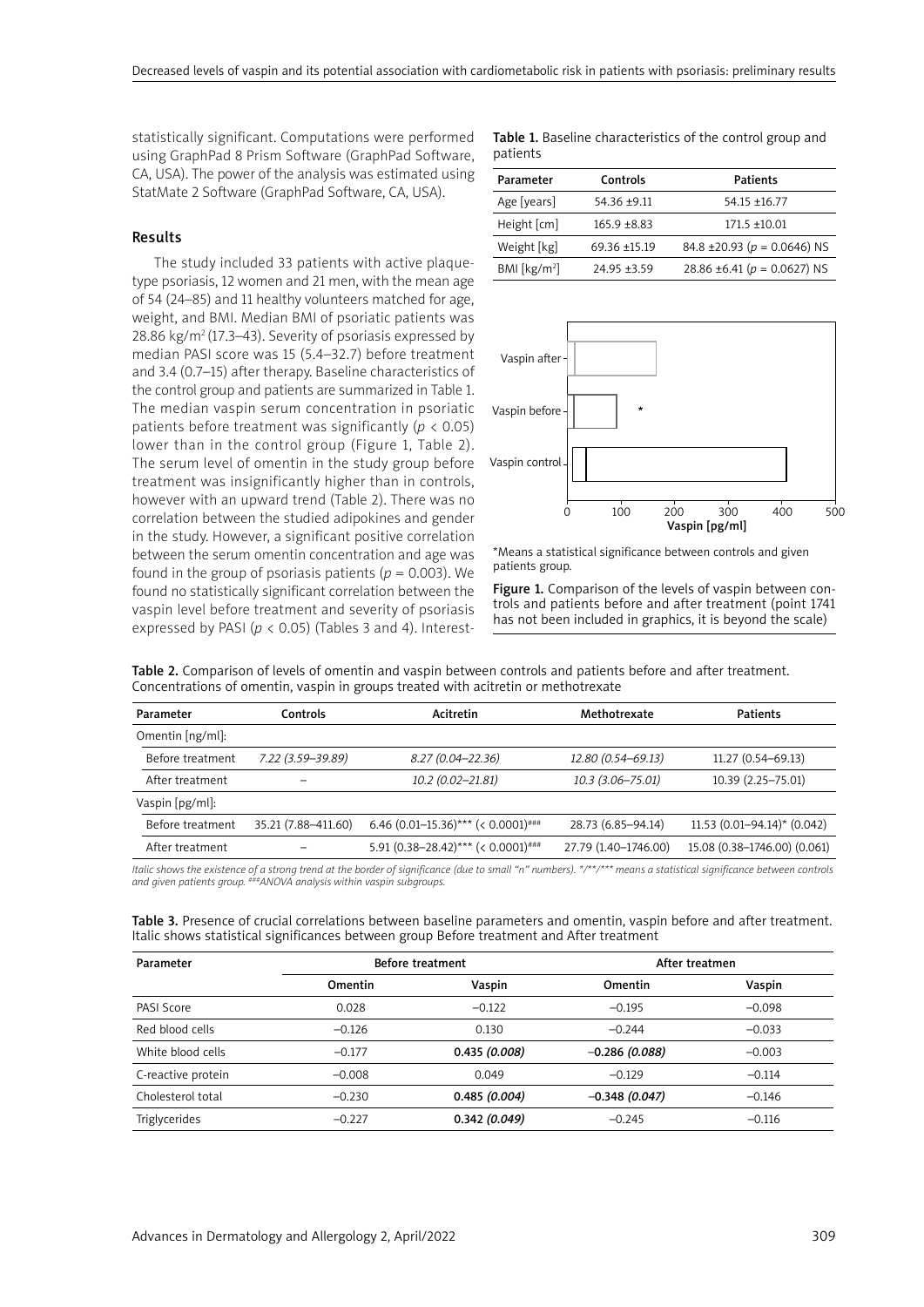statistically significant. Computations were performed using GraphPad 8 Prism Software (GraphPad Software, CA, USA). The power of the analysis was estimated using StatMate 2 Software (GraphPad Software, CA, USA).

## Results

The study included 33 patients with active plaque-type psoriasis, 12 women and 21 men, with the mean age of 54 (24–85) and 11 healthy volunteers matched for age, weight, and BMI. Median BMI of psoriatic patients was 28.86 kg/m$^2$ (17.3–43). Severity of psoriasis expressed by median PASI score was 15 (5.4–32.7) before treatment and 3.4 (0.7–15) after therapy. Baseline characteristics of the control group and patients are summarized in Table 1. The median vaspin serum concentration in psoriatic patients before treatment was significantly ($p < 0.05$) lower than in the control group (Figure 1, Table 2). The serum level of omentin in the study group before treatment was insignificantly higher than in controls, however with an upward trend (Table 2). There was no correlation between the studied adipokines and gender in the study. However, a significant positive correlation between the serum omentin concentration and age was found in the group of psoriasis patients ($p = 0.003$). We found no statistically significant correlation between the vaspin level before treatment and severity of psoriasis expressed by PASI ($p < 0.05$) (Tables 3 and 4). Interest-

**Table 1.** Baseline characteristics of the control group and patients

| Parameter | Controls | Patients |
|---|---|---|
| Age [years] | 54.36 ±9.11 | 54.15 ±16.77 |
| Height [cm] | 165.9 ±8.83 | 171.5 ±10.01 |
| Weight [kg] | 69.36 ±15.19 | 84.8 ±20.93 ($p = 0.0646$) NS |
| BMI [kg/m$^2$] | 24.95 ±3.59 | 28.86 ±6.41 ($p = 0.0627$) NS |

*Means a statistical significance between controls and given patients group.

**Figure 1.** Comparison of the levels of vaspin between controls and patients before and after treatment (point 1741 has not been included in graphics, it is beyond the scale)

**Table 2.** Comparison of levels of omentin and vaspin between controls and patients before and after treatment. Concentrations of omentin, vaspin in groups treated with acitretin or methotrexate

| Parameter | Controls | Acitretin | Methotrexate | Patients |
|---|---|---|---|---|
| Omentin [ng/ml]: | | | | |
| Before treatment | *7.22 (3.59–39.89)* | *8.27 (0.04–22.36)* | *12.80 (0.54–69.13)* | 11.27 (0.54–69.13) |
| After treatment | – | *10.2 (0.02–21.81)* | *10.3 (3.06–75.01)* | 10.39 (2.25–75.01) |
| Vaspin [pg/ml]: | | | | |
| Before treatment | 35.21 (7.88–411.60) | 6.46 (0.01–15.36)*** (< 0.0001)### | 28.73 (6.85–94.14) | 11.53 (0.01–94.14)* (0.042) |
| After treatment | – | 5.91 (0.38–28.42)*** (< 0.0001)### | 27.79 (1.40–1746.00) | 15.08 (0.38–1746.00) (0.061) |

*Italic shows the existence of a strong trend at the border of significance (due to small "n" numbers). \*/\*\*/\*\*\* means a statistical significance between controls and given patients group. ###ANOVA analysis within vaspin subgroups.*

**Table 3.** Presence of crucial correlations between baseline parameters and omentin, vaspin before and after treatment. Italic shows statistical significances between group Before treatment and After treatment

| Parameter | Before treatment | | After treatmen | |
|---|---|---|---|---|
| | Omentin | Vaspin | Omentin | Vaspin |
| PASI Score | 0.028 | –0.122 | –0.195 | –0.098 |
| Red blood cells | –0.126 | 0.130 | –0.244 | –0.033 |
| White blood cells | –0.177 | **0.435** *(0.008)* | **–0.286** *(0.088)* | –0.003 |
| C-reactive protein | –0.008 | 0.049 | –0.129 | –0.114 |
| Cholesterol total | –0.230 | **0.485** *(0.004)* | **–0.348** *(0.047)* | –0.146 |
| Triglycerides | –0.227 | **0.342** *(0.049)* | –0.245 | –0.116 |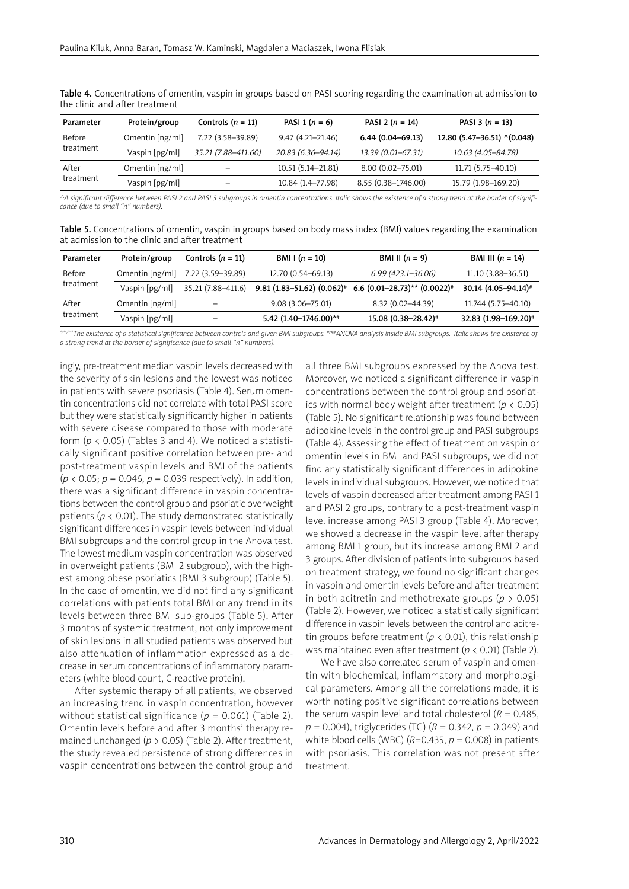**Table 4.** Concentrations of omentin, vaspin in groups based on PASI scoring regarding the examination at admission to the clinic and after treatment

| Parameter | Protein/group | Controls ($n$ = 11) | PASI 1 ($n$ = 6) | PASI 2 ($n$ = 14) | PASI 3 ($n$ = 13) |
|---|---|---|---|---|---|
| Before treatment | Omentin [ng/ml] | 7.22 (3.58–39.89) | 9.47 (4.21–21.46) | **6.44 (0.04–69.13)** | **12.80 (5.47–36.51) ^(0.048)** |
| | Vaspin [pg/ml] | *35.21 (7.88–411.60)* | *20.83 (6.36–94.14)* | *13.39 (0.01–67.31)* | *10.63 (4.05–84.78)* |
| After treatment | Omentin [ng/ml] | – | 10.51 (5.14–21.81) | 8.00 (0.02–75.01) | 11.71 (5.75–40.10) |
| | Vaspin [pg/ml] | – | 10.84 (1.4–77.98) | 8.55 (0.38–1746.00) | 15.79 (1.98–169.20) |

*^A significant difference between PASI 2 and PASI 3 subgroups in omentin concentrations. Italic shows the existence of a strong trend at the border of significance (due to small "n" numbers).*

**Table 5.** Concentrations of omentin, vaspin in groups based on body mass index (BMI) values regarding the examination at admission to the clinic and after treatment

| Parameter | Protein/group | Controls ($n$ = 11) | BMI I ($n$ = 10) | BMI II ($n$ = 9) | BMI III ($n$ = 14) |
|---|---|---|---|---|---|
| Before treatment | Omentin [ng/ml] | 7.22 (3.59–39.89) | 12.70 (0.54–69.13) | *6.99 (423.1–36.06)* | 11.10 (3.88–36.51) |
| | Vaspin [pg/ml] | 35.21 (7.88–411.6) | **9.81 (1.83–51.62) (0.062)#** | **6.6 (0.01–28.73)** (0.0022)#** | **30.14 (4.05–94.14)#** |
| After treatment | Omentin [ng/ml] | – | 9.08 (3.06–75.01) | 8.32 (0.02–44.39) | 11.744 (5.75–40.10) |
| | Vaspin [pg/ml] | – | **5.42 (1.40–1746.00)*#** | **15.08 (0.38–28.42)#** | **32.83 (1.98–169.20)#** |

*\*/\*\*/\*\*\*The existence of a statistical significance between controls and given BMI subgroups. #/##ANOVA analysis inside BMI subgroups. Italic shows the existence of a strong trend at the border of significance (due to small "n" numbers).*

ingly, pre-treatment median vaspin levels decreased with the severity of skin lesions and the lowest was noticed in patients with severe psoriasis (Table 4). Serum omentin concentrations did not correlate with total PASI score but they were statistically significantly higher in patients with severe disease compared to those with moderate form ($p < 0.05$) (Tables 3 and 4). We noticed a statistically significant positive correlation between pre- and post-treatment vaspin levels and BMI of the patients ($p < 0.05$; $p = 0.046$, $p = 0.039$ respectively). In addition, there was a significant difference in vaspin concentrations between the control group and psoriatic overweight patients ($p < 0.01$). The study demonstrated statistically significant differences in vaspin levels between individual BMI subgroups and the control group in the Anova test. The lowest medium vaspin concentration was observed in overweight patients (BMI 2 subgroup), with the highest among obese psoriatics (BMI 3 subgroup) (Table 5). In the case of omentin, we did not find any significant correlations with patients total BMI or any trend in its levels between three BMI sub-groups (Table 5). After 3 months of systemic treatment, not only improvement of skin lesions in all studied patients was observed but also attenuation of inflammation expressed as a decrease in serum concentrations of inflammatory parameters (white blood count, C-reactive protein).

After systemic therapy of all patients, we observed an increasing trend in vaspin concentration, however without statistical significance ($p = 0.061$) (Table 2). Omentin levels before and after 3 months' therapy remained unchanged ($p > 0.05$) (Table 2). After treatment, the study revealed persistence of strong differences in vaspin concentrations between the control group and all three BMI subgroups expressed by the Anova test. Moreover, we noticed a significant difference in vaspin concentrations between the control group and psoriatics with normal body weight after treatment ($p < 0.05$) (Table 5). No significant relationship was found between adipokine levels in the control group and PASI subgroups (Table 4). Assessing the effect of treatment on vaspin or omentin levels in BMI and PASI subgroups, we did not find any statistically significant differences in adipokine levels in individual subgroups. However, we noticed that levels of vaspin decreased after treatment among PASI 1 and PASI 2 groups, contrary to a post-treatment vaspin level increase among PASI 3 group (Table 4). Moreover, we showed a decrease in the vaspin level after therapy among BMI 1 group, but its increase among BMI 2 and 3 groups. After division of patients into subgroups based on treatment strategy, we found no significant changes in vaspin and omentin levels before and after treatment in both acitretin and methotrexate groups ($p > 0.05$) (Table 2). However, we noticed a statistically significant difference in vaspin levels between the control and acitretin groups before treatment ($p < 0.01$), this relationship was maintained even after treatment ($p < 0.01$) (Table 2).

We have also correlated serum of vaspin and omentin with biochemical, inflammatory and morphological parameters. Among all the correlations made, it is worth noting positive significant correlations between the serum vaspin level and total cholesterol ($R = 0.485$, $p = 0.004$), triglycerides (TG) ($R = 0.342$, $p = 0.049$) and white blood cells (WBC) ($R$=0.435, $p = 0.008$) in patients with psoriasis. This correlation was not present after treatment.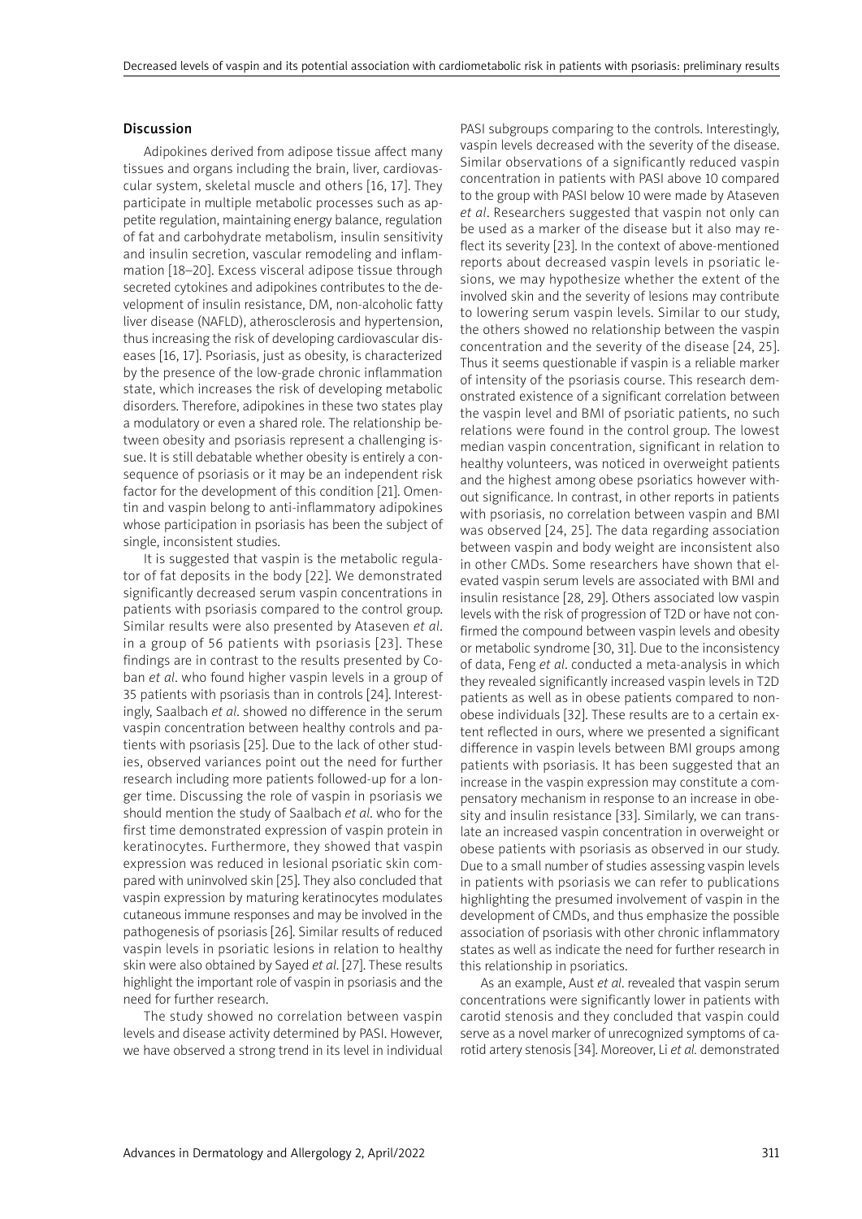## Discussion

Adipokines derived from adipose tissue affect many tissues and organs including the brain, liver, cardiovascular system, skeletal muscle and others [16, 17]. They participate in multiple metabolic processes such as appetite regulation, maintaining energy balance, regulation of fat and carbohydrate metabolism, insulin sensitivity and insulin secretion, vascular remodeling and inflammation [18–20]. Excess visceral adipose tissue through secreted cytokines and adipokines contributes to the development of insulin resistance, DM, non-alcoholic fatty liver disease (NAFLD), atherosclerosis and hypertension, thus increasing the risk of developing cardiovascular diseases [16, 17]. Psoriasis, just as obesity, is characterized by the presence of the low-grade chronic inflammation state, which increases the risk of developing metabolic disorders. Therefore, adipokines in these two states play a modulatory or even a shared role. The relationship between obesity and psoriasis represent a challenging issue. It is still debatable whether obesity is entirely a consequence of psoriasis or it may be an independent risk factor for the development of this condition [21]. Omentin and vaspin belong to anti-inflammatory adipokines whose participation in psoriasis has been the subject of single, inconsistent studies.

It is suggested that vaspin is the metabolic regulator of fat deposits in the body [22]. We demonstrated significantly decreased serum vaspin concentrations in patients with psoriasis compared to the control group. Similar results were also presented by Ataseven *et al*. in a group of 56 patients with psoriasis [23]. These findings are in contrast to the results presented by Coban *et al*. who found higher vaspin levels in a group of 35 patients with psoriasis than in controls [24]. Interestingly, Saalbach *et al*. showed no difference in the serum vaspin concentration between healthy controls and patients with psoriasis [25]. Due to the lack of other studies, observed variances point out the need for further research including more patients followed-up for a longer time. Discussing the role of vaspin in psoriasis we should mention the study of Saalbach *et al*. who for the first time demonstrated expression of vaspin protein in keratinocytes. Furthermore, they showed that vaspin expression was reduced in lesional psoriatic skin compared with uninvolved skin [25]. They also concluded that vaspin expression by maturing keratinocytes modulates cutaneous immune responses and may be involved in the pathogenesis of psoriasis [26]. Similar results of reduced vaspin levels in psoriatic lesions in relation to healthy skin were also obtained by Sayed *et al*. [27]. These results highlight the important role of vaspin in psoriasis and the need for further research.

The study showed no correlation between vaspin levels and disease activity determined by PASI. However, we have observed a strong trend in its level in individual PASI subgroups comparing to the controls. Interestingly, vaspin levels decreased with the severity of the disease. Similar observations of a significantly reduced vaspin concentration in patients with PASI above 10 compared to the group with PASI below 10 were made by Ataseven *et al*. Researchers suggested that vaspin not only can be used as a marker of the disease but it also may reflect its severity [23]. In the context of above-mentioned reports about decreased vaspin levels in psoriatic lesions, we may hypothesize whether the extent of the involved skin and the severity of lesions may contribute to lowering serum vaspin levels. Similar to our study, the others showed no relationship between the vaspin concentration and the severity of the disease [24, 25]. Thus it seems questionable if vaspin is a reliable marker of intensity of the psoriasis course. This research demonstrated existence of a significant correlation between the vaspin level and BMI of psoriatic patients, no such relations were found in the control group. The lowest median vaspin concentration, significant in relation to healthy volunteers, was noticed in overweight patients and the highest among obese psoriatics however without significance. In contrast, in other reports in patients with psoriasis, no correlation between vaspin and BMI was observed [24, 25]. The data regarding association between vaspin and body weight are inconsistent also in other CMDs. Some researchers have shown that elevated vaspin serum levels are associated with BMI and insulin resistance [28, 29]. Others associated low vaspin levels with the risk of progression of T2D or have not confirmed the compound between vaspin levels and obesity or metabolic syndrome [30, 31]. Due to the inconsistency of data, Feng *et al*. conducted a meta-analysis in which they revealed significantly increased vaspin levels in T2D patients as well as in obese patients compared to non-obese individuals [32]. These results are to a certain extent reflected in ours, where we presented a significant difference in vaspin levels between BMI groups among patients with psoriasis. It has been suggested that an increase in the vaspin expression may constitute a compensatory mechanism in response to an increase in obesity and insulin resistance [33]. Similarly, we can translate an increased vaspin concentration in overweight or obese patients with psoriasis as observed in our study. Due to a small number of studies assessing vaspin levels in patients with psoriasis we can refer to publications highlighting the presumed involvement of vaspin in the development of CMDs, and thus emphasize the possible association of psoriasis with other chronic inflammatory states as well as indicate the need for further research in this relationship in psoriatics.

As an example, Aust *et al*. revealed that vaspin serum concentrations were significantly lower in patients with carotid stenosis and they concluded that vaspin could serve as a novel marker of unrecognized symptoms of carotid artery stenosis [34]. Moreover, Li *et al*. demonstrated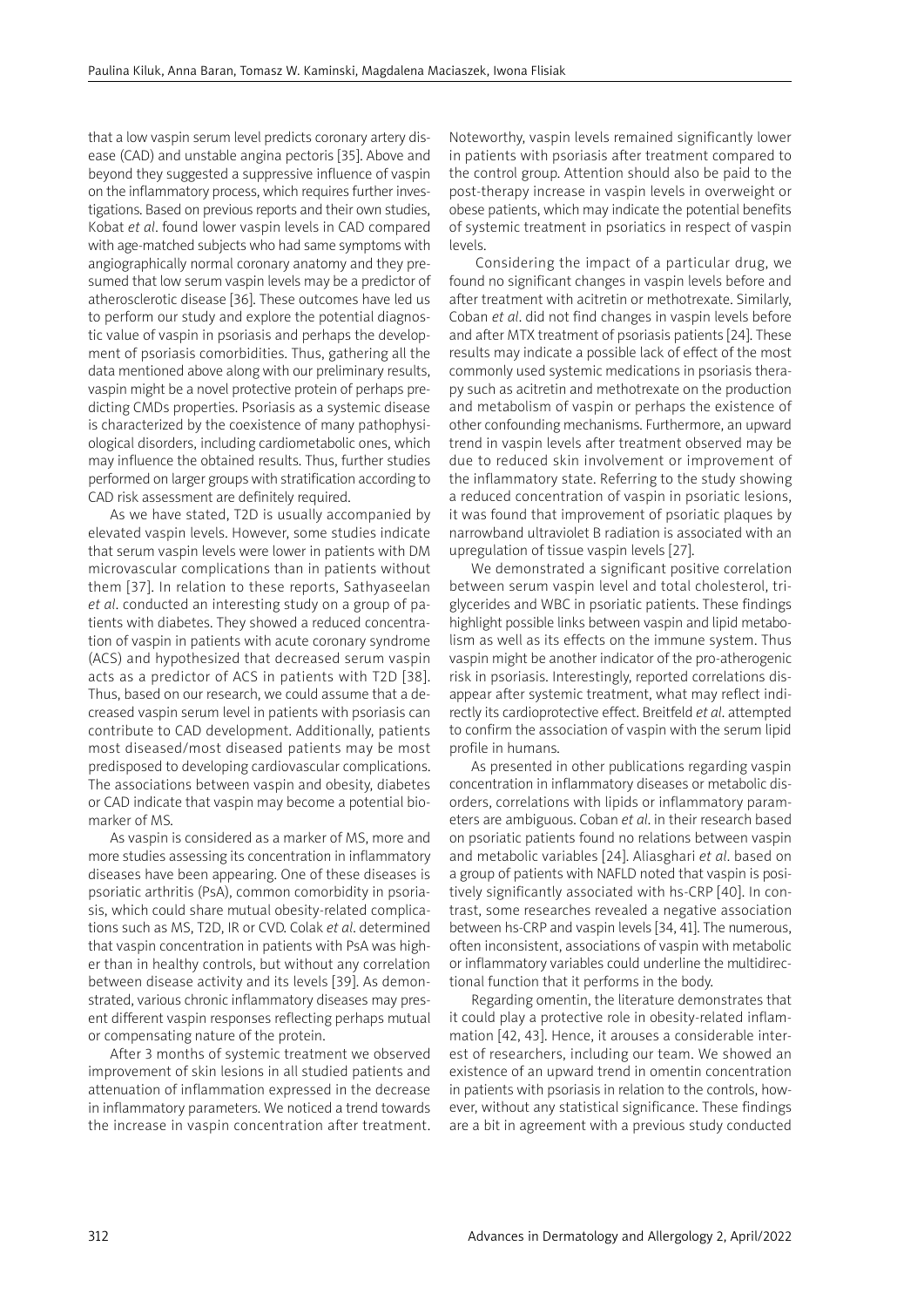that a low vaspin serum level predicts coronary artery disease (CAD) and unstable angina pectoris [35]. Above and beyond they suggested a suppressive influence of vaspin on the inflammatory process, which requires further investigations. Based on previous reports and their own studies, Kobat *et al*. found lower vaspin levels in CAD compared with age-matched subjects who had same symptoms with angiographically normal coronary anatomy and they presumed that low serum vaspin levels may be a predictor of atherosclerotic disease [36]. These outcomes have led us to perform our study and explore the potential diagnostic value of vaspin in psoriasis and perhaps the development of psoriasis comorbidities. Thus, gathering all the data mentioned above along with our preliminary results, vaspin might be a novel protective protein of perhaps predicting CMDs properties. Psoriasis as a systemic disease is characterized by the coexistence of many pathophysiological disorders, including cardiometabolic ones, which may influence the obtained results. Thus, further studies performed on larger groups with stratification according to CAD risk assessment are definitely required.

As we have stated, T2D is usually accompanied by elevated vaspin levels. However, some studies indicate that serum vaspin levels were lower in patients with DM microvascular complications than in patients without them [37]. In relation to these reports, Sathyaseelan *et al*. conducted an interesting study on a group of patients with diabetes. They showed a reduced concentration of vaspin in patients with acute coronary syndrome (ACS) and hypothesized that decreased serum vaspin acts as a predictor of ACS in patients with T2D [38]. Thus, based on our research, we could assume that a decreased vaspin serum level in patients with psoriasis can contribute to CAD development. Additionally, patients most diseased/most diseased patients may be most predisposed to developing cardiovascular complications. The associations between vaspin and obesity, diabetes or CAD indicate that vaspin may become a potential biomarker of MS.

As vaspin is considered as a marker of MS, more and more studies assessing its concentration in inflammatory diseases have been appearing. One of these diseases is psoriatic arthritis (PsA), common comorbidity in psoriasis, which could share mutual obesity-related complications such as MS, T2D, IR or CVD. Colak *et al*. determined that vaspin concentration in patients with PsA was higher than in healthy controls, but without any correlation between disease activity and its levels [39]. As demonstrated, various chronic inflammatory diseases may present different vaspin responses reflecting perhaps mutual or compensating nature of the protein.

After 3 months of systemic treatment we observed improvement of skin lesions in all studied patients and attenuation of inflammation expressed in the decrease in inflammatory parameters. We noticed a trend towards the increase in vaspin concentration after treatment. Noteworthy, vaspin levels remained significantly lower in patients with psoriasis after treatment compared to the control group. Attention should also be paid to the post-therapy increase in vaspin levels in overweight or obese patients, which may indicate the potential benefits of systemic treatment in psoriatics in respect of vaspin levels.

Considering the impact of a particular drug, we found no significant changes in vaspin levels before and after treatment with acitretin or methotrexate. Similarly, Coban *et al*. did not find changes in vaspin levels before and after MTX treatment of psoriasis patients [24]. These results may indicate a possible lack of effect of the most commonly used systemic medications in psoriasis therapy such as acitretin and methotrexate on the production and metabolism of vaspin or perhaps the existence of other confounding mechanisms. Furthermore, an upward trend in vaspin levels after treatment observed may be due to reduced skin involvement or improvement of the inflammatory state. Referring to the study showing a reduced concentration of vaspin in psoriatic lesions, it was found that improvement of psoriatic plaques by narrowband ultraviolet B radiation is associated with an upregulation of tissue vaspin levels [27].

We demonstrated a significant positive correlation between serum vaspin level and total cholesterol, triglycerides and WBC in psoriatic patients. These findings highlight possible links between vaspin and lipid metabolism as well as its effects on the immune system. Thus vaspin might be another indicator of the pro-atherogenic risk in psoriasis. Interestingly, reported correlations disappear after systemic treatment, what may reflect indirectly its cardioprotective effect. Breitfeld *et al*. attempted to confirm the association of vaspin with the serum lipid profile in humans.

As presented in other publications regarding vaspin concentration in inflammatory diseases or metabolic disorders, correlations with lipids or inflammatory parameters are ambiguous. Coban *et al*. in their research based on psoriatic patients found no relations between vaspin and metabolic variables [24]. Aliasghari *et al*. based on a group of patients with NAFLD noted that vaspin is positively significantly associated with hs-CRP [40]. In contrast, some researches revealed a negative association between hs-CRP and vaspin levels [34, 41]. The numerous, often inconsistent, associations of vaspin with metabolic or inflammatory variables could underline the multidirectional function that it performs in the body.

Regarding omentin, the literature demonstrates that it could play a protective role in obesity-related inflammation [42, 43]. Hence, it arouses a considerable interest of researchers, including our team. We showed an existence of an upward trend in omentin concentration in patients with psoriasis in relation to the controls, however, without any statistical significance. These findings are a bit in agreement with a previous study conducted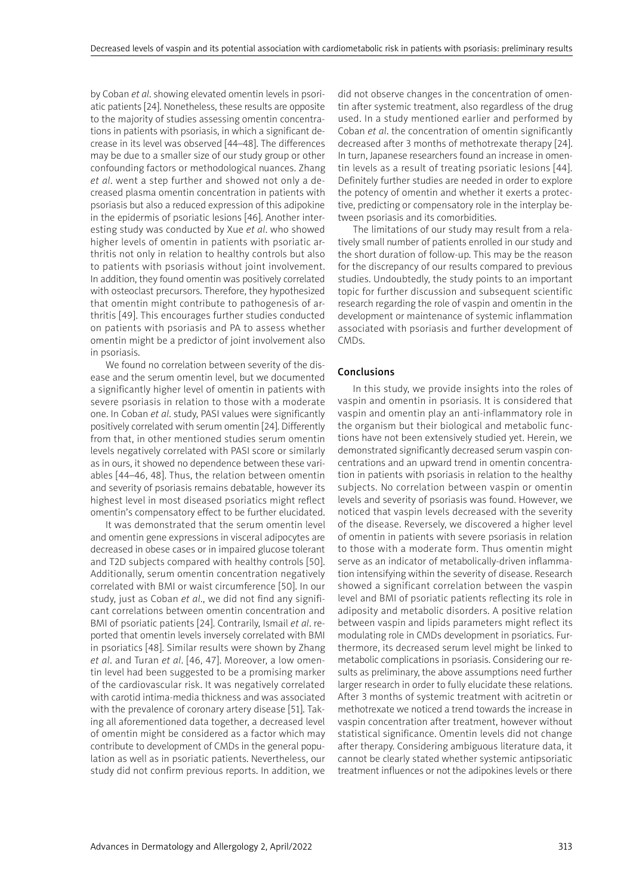by Coban *et al*. showing elevated omentin levels in psoriatic patients [24]. Nonetheless, these results are opposite to the majority of studies assessing omentin concentrations in patients with psoriasis, in which a significant decrease in its level was observed [44–48]. The differences may be due to a smaller size of our study group or other confounding factors or methodological nuances. Zhang *et al*. went a step further and showed not only a decreased plasma omentin concentration in patients with psoriasis but also a reduced expression of this adipokine in the epidermis of psoriatic lesions [46]. Another interesting study was conducted by Xue *et al*. who showed higher levels of omentin in patients with psoriatic arthritis not only in relation to healthy controls but also to patients with psoriasis without joint involvement. In addition, they found omentin was positively correlated with osteoclast precursors. Therefore, they hypothesized that omentin might contribute to pathogenesis of arthritis [49]. This encourages further studies conducted on patients with psoriasis and PA to assess whether omentin might be a predictor of joint involvement also in psoriasis.

We found no correlation between severity of the disease and the serum omentin level, but we documented a significantly higher level of omentin in patients with severe psoriasis in relation to those with a moderate one. In Coban *et al*. study, PASI values were significantly positively correlated with serum omentin [24]. Differently from that, in other mentioned studies serum omentin levels negatively correlated with PASI score or similarly as in ours, it showed no dependence between these variables [44–46, 48]. Thus, the relation between omentin and severity of psoriasis remains debatable, however its highest level in most diseased psoriatics might reflect omentin's compensatory effect to be further elucidated.

It was demonstrated that the serum omentin level and omentin gene expressions in visceral adipocytes are decreased in obese cases or in impaired glucose tolerant and T2D subjects compared with healthy controls [50]. Additionally, serum omentin concentration negatively correlated with BMI or waist circumference [50]. In our study, just as Coban *et al*., we did not find any significant correlations between omentin concentration and BMI of psoriatic patients [24]. Contrarily, Ismail *et al*. reported that omentin levels inversely correlated with BMI in psoriatics [48]. Similar results were shown by Zhang *et al*. and Turan *et al*. [46, 47]. Moreover, a low omentin level had been suggested to be a promising marker of the cardiovascular risk. It was negatively correlated with carotid intima-media thickness and was associated with the prevalence of coronary artery disease [51]. Taking all aforementioned data together, a decreased level of omentin might be considered as a factor which may contribute to development of CMDs in the general population as well as in psoriatic patients. Nevertheless, our study did not confirm previous reports. In addition, we did not observe changes in the concentration of omentin after systemic treatment, also regardless of the drug used. In a study mentioned earlier and performed by Coban *et al*. the concentration of omentin significantly decreased after 3 months of methotrexate therapy [24]. In turn, Japanese researchers found an increase in omentin levels as a result of treating psoriatic lesions [44]. Definitely further studies are needed in order to explore the potency of omentin and whether it exerts a protective, predicting or compensatory role in the interplay between psoriasis and its comorbidities.

The limitations of our study may result from a relatively small number of patients enrolled in our study and the short duration of follow-up. This may be the reason for the discrepancy of our results compared to previous studies. Undoubtedly, the study points to an important topic for further discussion and subsequent scientific research regarding the role of vaspin and omentin in the development or maintenance of systemic inflammation associated with psoriasis and further development of CMDs.

## Conclusions

In this study, we provide insights into the roles of vaspin and omentin in psoriasis. It is considered that vaspin and omentin play an anti-inflammatory role in the organism but their biological and metabolic functions have not been extensively studied yet. Herein, we demonstrated significantly decreased serum vaspin concentrations and an upward trend in omentin concentration in patients with psoriasis in relation to the healthy subjects. No correlation between vaspin or omentin levels and severity of psoriasis was found. However, we noticed that vaspin levels decreased with the severity of the disease. Reversely, we discovered a higher level of omentin in patients with severe psoriasis in relation to those with a moderate form. Thus omentin might serve as an indicator of metabolically-driven inflammation intensifying within the severity of disease. Research showed a significant correlation between the vaspin level and BMI of psoriatic patients reflecting its role in adiposity and metabolic disorders. A positive relation between vaspin and lipids parameters might reflect its modulating role in CMDs development in psoriatics. Furthermore, its decreased serum level might be linked to metabolic complications in psoriasis. Considering our results as preliminary, the above assumptions need further larger research in order to fully elucidate these relations. After 3 months of systemic treatment with acitretin or methotrexate we noticed a trend towards the increase in vaspin concentration after treatment, however without statistical significance. Omentin levels did not change after therapy. Considering ambiguous literature data, it cannot be clearly stated whether systemic antipsoriatic treatment influences or not the adipokines levels or there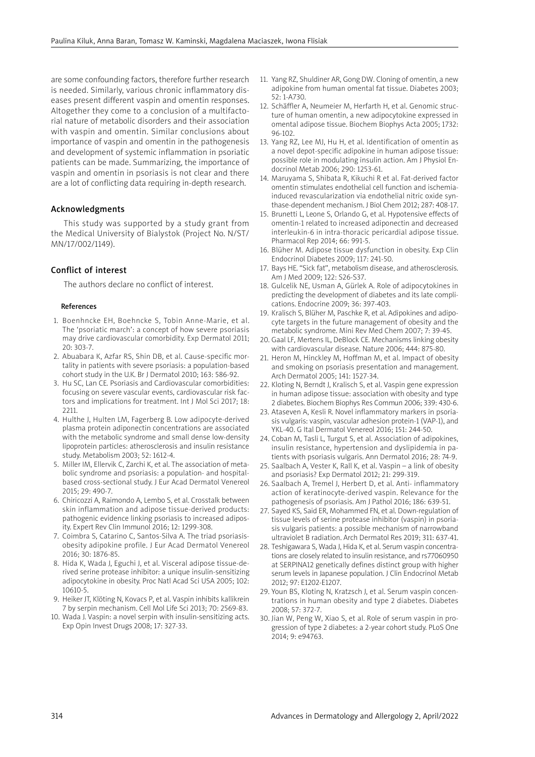are some confounding factors, therefore further research is needed. Similarly, various chronic inflammatory diseases present different vaspin and omentin responses. Altogether they come to a conclusion of a multifactorial nature of metabolic disorders and their association with vaspin and omentin. Similar conclusions about importance of vaspin and omentin in the pathogenesis and development of systemic inflammation in psoriatic patients can be made. Summarizing, the importance of vaspin and omentin in psoriasis is not clear and there are a lot of conflicting data requiring in-depth research.

## Acknowledgments

This study was supported by a study grant from the Medical University of Bialystok (Project No. N/ST/MN/17/002/1149).

## Conflict of interest

The authors declare no conflict of interest.

#### References

1. Boenhncke EH, Boehncke S, Tobin Anne-Marie, et al. The 'psoriatic march': a concept of how severe psoriasis may drive cardiovascular comorbidity. Exp Dermatol 2011; 20: 303-7.
2. Abuabara K, Azfar RS, Shin DB, et al. Cause-specific mortality in patients with severe psoriasis: a population-based cohort study in the U.K. Br J Dermatol 2010; 163: 586-92.
3. Hu SC, Lan CE. Psoriasis and Cardiovascular comorbidities: focusing on severe vascular events, cardiovascular risk factors and implications for treatment. Int J Mol Sci 2017; 18: 2211.
4. Hulthe J, Hulten LM, Fagerberg B. Low adipocyte-derived plasma protein adiponectin concentrations are associated with the metabolic syndrome and small dense low-density lipoprotein particles: atherosclerosis and insulin resistance study. Metabolism 2003; 52: 1612-4.
5. Miller IM, Ellervik C, Zarchi K, et al. The association of metabolic syndrome and psoriasis: a population- and hospital-based cross-sectional study. J Eur Acad Dermatol Venereol 2015; 29: 490-7.
6. Chiricozzi A, Raimondo A, Lembo S, et al. Crosstalk between skin inflammation and adipose tissue-derived products: pathogenic evidence linking psoriasis to increased adiposity. Expert Rev Clin Immunol 2016; 12: 1299-308.
7. Coimbra S, Catarino C, Santos-Silva A. The triad psoriasis-obesity adipokine profile. J Eur Acad Dermatol Venereol 2016; 30: 1876-85.
8. Hida K, Wada J, Eguchi J, et al. Visceral adipose tissue-derived serine protease inhibitor: a unique insulin-sensitizing adipocytokine in obesity. Proc Natl Acad Sci USA 2005; 102: 10610-5.
9. Heiker JT, Klöting N, Kovacs P, et al. Vaspin inhibits kallikrein 7 by serpin mechanism. Cell Mol Life Sci 2013; 70: 2569-83.
10. Wada J. Vaspin: a novel serpin with insulin-sensitizing acts. Exp Opin Invest Drugs 2008; 17: 327-33.
11. Yang RZ, Shuldiner AR, Gong DW. Cloning of omentin, a new adipokine from human omental fat tissue. Diabetes 2003; 52: 1-A730.
12. Schäffler A, Neumeier M, Herfarth H, et al. Genomic structure of human omentin, a new adipocytokine expressed in omental adipose tissue. Biochem Biophys Acta 2005; 1732: 96-102.
13. Yang RZ, Lee MJ, Hu H, et al. Identification of omentin as a novel depot-specific adipokine in human adipose tissue: possible role in modulating insulin action. Am J Physiol Endocrinol Metab 2006; 290: 1253-61.
14. Maruyama S, Shibata R, Kikuchi R et al. Fat-derived factor omentin stimulates endothelial cell function and ischemia-induced revascularization via endothelial nitric oxide synthase-dependent mechanism. J Biol Chem 2012; 287: 408-17.
15. Brunetti L, Leone S, Orlando G, et al. Hypotensive effects of omentin-1 related to increased adiponectin and decreased interleukin-6 in intra-thoracic pericardial adipose tissue. Pharmacol Rep 2014; 66: 991-5.
16. Blüher M. Adipose tissue dysfunction in obesity. Exp Clin Endocrinol Diabetes 2009; 117: 241-50.
17. Bays HE. "Sick fat", metabolism disease, and atherosclerosis. Am J Med 2009; 122: S26-S37.
18. Gulcelik NE, Usman A, Gürlek A. Role of adipocytokines in predicting the development of diabetes and its late complications. Endocrine 2009; 36: 397-403.
19. Kralisch S, Blüher M, Paschke R, et al. Adipokines and adipocyte targets in the future management of obesity and the metabolic syndrome. Mini Rev Med Chem 2007; 7: 39-45.
20. Gaal LF, Mertens IL, DeBlock CE. Mechanisms linking obesity with cardiovascular disease. Nature 2006; 444: 875-80.
21. Heron M, Hinckley M, Hoffman M, et al. Impact of obesity and smoking on psoriasis presentation and management. Arch Dermatol 2005; 141: 1527-34.
22. Kloting N, Berndt J, Kralisch S, et al. Vaspin gene expression in human adipose tissue: association with obesity and type 2 diabetes. Biochem Biophys Res Commun 2006; 339: 430-6.
23. Ataseven A, Kesli R. Novel inflammatory markers in psoriasis vulgaris: vaspin, vascular adhesion protein-1 (VAP-1), and YKL-40. G Ital Dermatol Venereol 2016; 151: 244-50.
24. Coban M, Tasli L, Turgut S, et al. Association of adipokines, insulin resistance, hypertension and dyslipidemia in patients with psoriasis vulgaris. Ann Dermatol 2016; 28: 74-9.
25. Saalbach A, Vester K, Rall K, et al. Vaspin – a link of obesity and psoriasis? Exp Dermatol 2012; 21: 299-319.
26. Saalbach A, Tremel J, Herbert D, et al. Anti- inflammatory action of keratinocyte-derived vaspin. Relevance for the pathogenesis of psoriasis. Am J Pathol 2016; 186: 639-51.
27. Sayed KS, Said ER, Mohammed FN, et al. Down-regulation of tissue levels of serine protease inhibitor (vaspin) in psoriasis vulgaris patients: a possible mechanism of narrowband ultraviolet B radiation. Arch Dermatol Res 2019; 311: 637-41.
28. Teshigawara S, Wada J, Hida K, et al. Serum vaspin concentrations are closely related to insulin resistance, and rs77060950 at SERPINA12 genetically defines distinct group with higher serum levels in Japanese population. J Clin Endocrinol Metab 2012; 97: E1202-E1207.
29. Youn BS, Kloting N, Kratzsch J, et al. Serum vaspin concentrations in human obesity and type 2 diabetes. Diabetes 2008; 57: 372-7.
30. Jian W, Peng W, Xiao S, et al. Role of serum vaspin in progression of type 2 diabetes: a 2-year cohort study. PLoS One 2014; 9: e94763.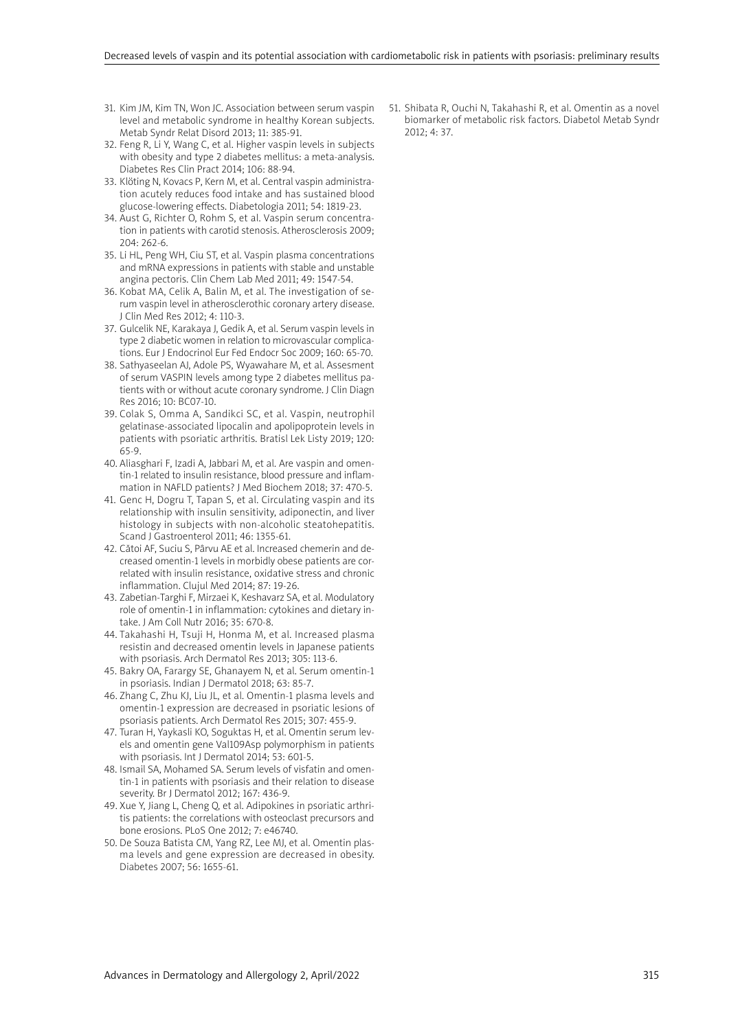31. Kim JM, Kim TN, Won JC. Association between serum vaspin level and metabolic syndrome in healthy Korean subjects. Metab Syndr Relat Disord 2013; 11: 385-91.
32. Feng R, Li Y, Wang C, et al. Higher vaspin levels in subjects with obesity and type 2 diabetes mellitus: a meta-analysis. Diabetes Res Clin Pract 2014; 106: 88-94.
33. Klöting N, Kovacs P, Kern M, et al. Central vaspin administration acutely reduces food intake and has sustained blood glucose-lowering effects. Diabetologia 2011; 54: 1819-23.
34. Aust G, Richter O, Rohm S, et al. Vaspin serum concentration in patients with carotid stenosis. Atherosclerosis 2009; 204: 262-6.
35. Li HL, Peng WH, Ciu ST, et al. Vaspin plasma concentrations and mRNA expressions in patients with stable and unstable angina pectoris. Clin Chem Lab Med 2011; 49: 1547-54.
36. Kobat MA, Celik A, Balin M, et al. The investigation of serum vaspin level in atherosclerothic coronary artery disease. J Clin Med Res 2012; 4: 110-3.
37. Gulcelik NE, Karakaya J, Gedik A, et al. Serum vaspin levels in type 2 diabetic women in relation to microvascular complications. Eur J Endocrinol Eur Fed Endocr Soc 2009; 160: 65-70.
38. Sathyaseelan AJ, Adole PS, Wyawahare M, et al. Assesment of serum VASPIN levels among type 2 diabetes mellitus patients with or without acute coronary syndrome. J Clin Diagn Res 2016; 10: BC07-10.
39. Colak S, Omma A, Sandikci SC, et al. Vaspin, neutrophil gelatinase-associated lipocalin and apolipoprotein levels in patients with psoriatic arthritis. Bratisl Lek Listy 2019; 120: 65-9.
40. Aliasghari F, Izadi A, Jabbari M, et al. Are vaspin and omentin-1 related to insulin resistance, blood pressure and inflammation in NAFLD patients? J Med Biochem 2018; 37: 470-5.
41. Genc H, Dogru T, Tapan S, et al. Circulating vaspin and its relationship with insulin sensitivity, adiponectin, and liver histology in subjects with non-alcoholic steatohepatitis. Scand J Gastroenterol 2011; 46: 1355-61.
42. Cătoi AF, Suciu S, Pârvu AE et al. Increased chemerin and decreased omentin-1 levels in morbidly obese patients are correlated with insulin resistance, oxidative stress and chronic inflammation. Clujul Med 2014; 87: 19-26.
43. Zabetian-Targhi F, Mirzaei K, Keshavarz SA, et al. Modulatory role of omentin-1 in inflammation: cytokines and dietary intake. J Am Coll Nutr 2016; 35: 670-8.
44. Takahashi H, Tsuji H, Honma M, et al. Increased plasma resistin and decreased omentin levels in Japanese patients with psoriasis. Arch Dermatol Res 2013; 305: 113-6.
45. Bakry OA, Farargy SE, Ghanayem N, et al. Serum omentin-1 in psoriasis. Indian J Dermatol 2018; 63: 85-7.
46. Zhang C, Zhu KJ, Liu JL, et al. Omentin-1 plasma levels and omentin-1 expression are decreased in psoriatic lesions of psoriasis patients. Arch Dermatol Res 2015; 307: 455-9.
47. Turan H, Yaykasli KO, Soguktas H, et al. Omentin serum levels and omentin gene Val109Asp polymorphism in patients with psoriasis. Int J Dermatol 2014; 53: 601-5.
48. Ismail SA, Mohamed SA. Serum levels of visfatin and omentin-1 in patients with psoriasis and their relation to disease severity. Br J Dermatol 2012; 167: 436-9.
49. Xue Y, Jiang L, Cheng Q, et al. Adipokines in psoriatic arthritis patients: the correlations with osteoclast precursors and bone erosions. PLoS One 2012; 7: e46740.
50. De Souza Batista CM, Yang RZ, Lee MJ, et al. Omentin plasma levels and gene expression are decreased in obesity. Diabetes 2007; 56: 1655-61.
51. Shibata R, Ouchi N, Takahashi R, et al. Omentin as a novel biomarker of metabolic risk factors. Diabetol Metab Syndr 2012; 4: 37.